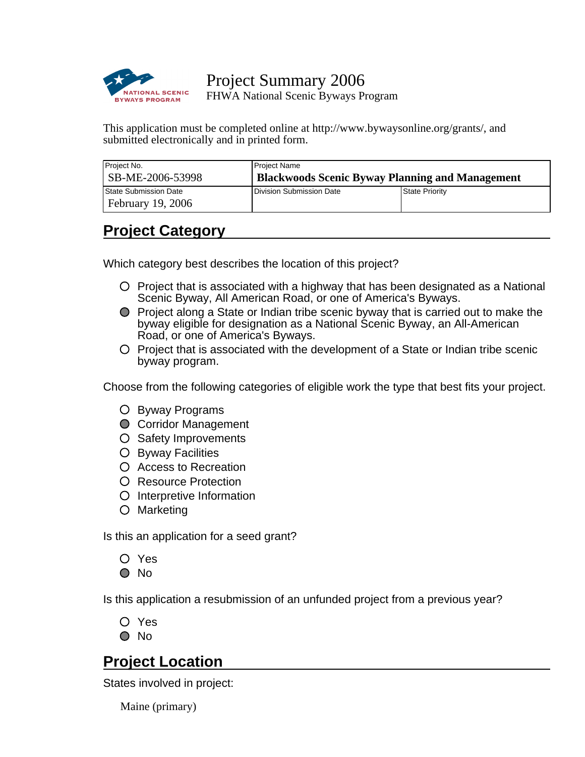# Project Summary 2006

FHWA National Scenic Byways Program

This application must be completed online at http://www.bywaysonline.org/grants/, and submitted electronically and in printed form.

| Project No. | Project Name | |
|---|---|---|
| SB-ME-2006-53998 | **Blackwoods Scenic Byway Planning and Management** | |
| State Submission Date | Division Submission Date | State Priority |
| February 19, 2006 | | |

## Project Category

Which category best describes the location of this project?

- ○ Project that is associated with a highway that has been designated as a National Scenic Byway, All American Road, or one of America's Byways.
- ● Project along a State or Indian tribe scenic byway that is carried out to make the byway eligible for designation as a National Scenic Byway, an All-American Road, or one of America's Byways.
- ○ Project that is associated with the development of a State or Indian tribe scenic byway program.

Choose from the following categories of eligible work the type that best fits your project.

- ○ Byway Programs
- ● Corridor Management
- ○ Safety Improvements
- ○ Byway Facilities
- ○ Access to Recreation
- ○ Resource Protection
- ○ Interpretive Information
- ○ Marketing

Is this an application for a seed grant?

- ○ Yes
- ● No

Is this application a resubmission of an unfunded project from a previous year?

- ○ Yes
- ● No

## Project Location

States involved in project:

Maine (primary)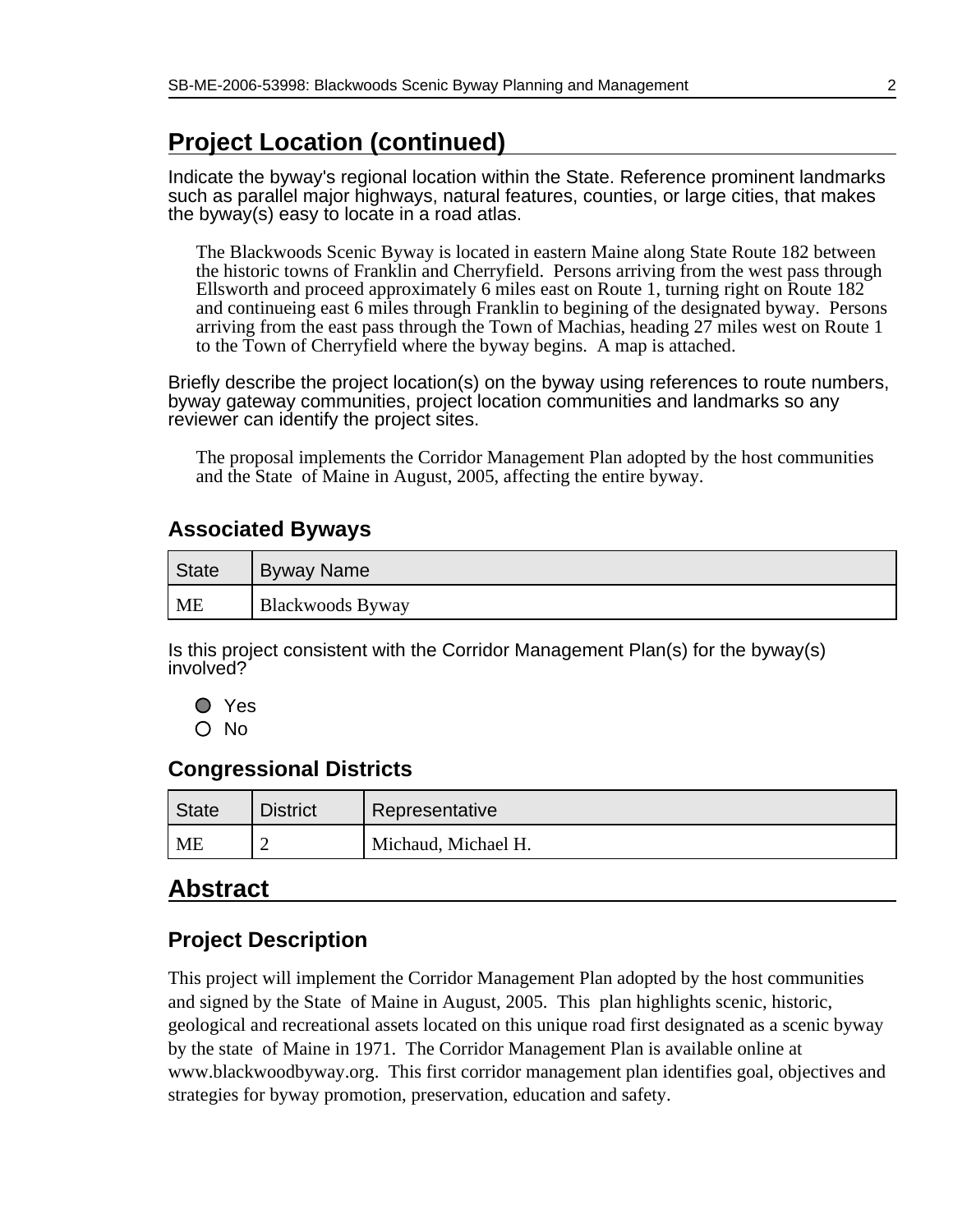## Project Location (continued)

Indicate the byway's regional location within the State. Reference prominent landmarks such as parallel major highways, natural features, counties, or large cities, that makes the byway(s) easy to locate in a road atlas.

The Blackwoods Scenic Byway is located in eastern Maine along State Route 182 between the historic towns of Franklin and Cherryfield. Persons arriving from the west pass through Ellsworth and proceed approximately 6 miles east on Route 1, turning right on Route 182 and continueing east 6 miles through Franklin to begining of the designated byway. Persons arriving from the east pass through the Town of Machias, heading 27 miles west on Route 1 to the Town of Cherryfield where the byway begins. A map is attached.

Briefly describe the project location(s) on the byway using references to route numbers, byway gateway communities, project location communities and landmarks so any reviewer can identify the project sites.

The proposal implements the Corridor Management Plan adopted by the host communities and the State of Maine in August, 2005, affecting the entire byway.

### Associated Byways

| State | Byway Name |
|---|---|
| ME | Blackwoods Byway |

Is this project consistent with the Corridor Management Plan(s) for the byway(s) involved?

- (●) Yes
- ( ) No

### Congressional Districts

| State | District | Representative |
|---|---|---|
| ME | 2 | Michaud, Michael H. |

## Abstract

### Project Description

This project will implement the Corridor Management Plan adopted by the host communities and signed by the State of Maine in August, 2005. This plan highlights scenic, historic, geological and recreational assets located on this unique road first designated as a scenic byway by the state of Maine in 1971. The Corridor Management Plan is available online at www.blackwoodbyway.org. This first corridor management plan identifies goal, objectives and strategies for byway promotion, preservation, education and safety.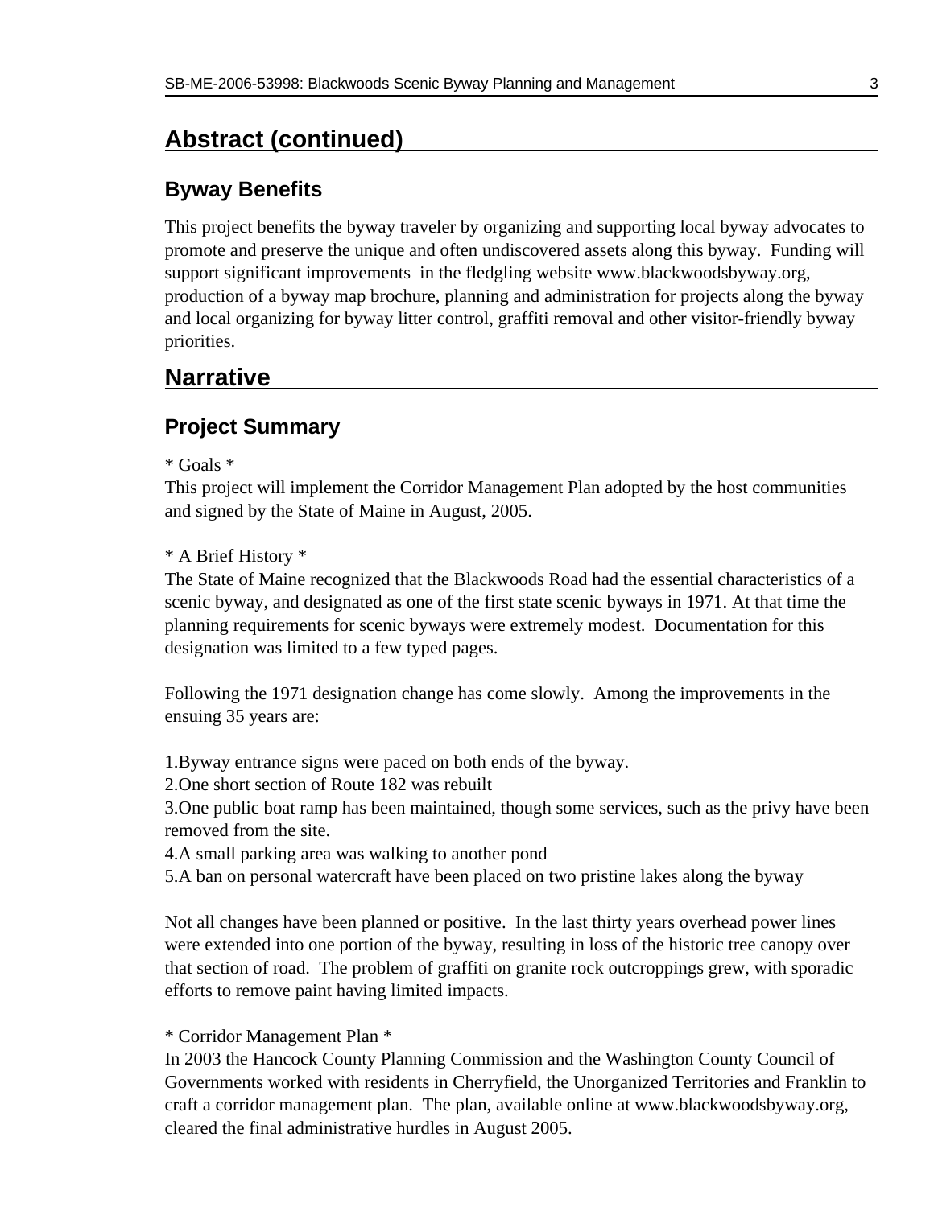## Abstract (continued)

### Byway Benefits

This project benefits the byway traveler by organizing and supporting local byway advocates to promote and preserve the unique and often undiscovered assets along this byway. Funding will support significant improvements in the fledgling website www.blackwoodsbyway.org, production of a byway map brochure, planning and administration for projects along the byway and local organizing for byway litter control, graffiti removal and other visitor-friendly byway priorities.

## Narrative

### Project Summary

* Goals *
This project will implement the Corridor Management Plan adopted by the host communities and signed by the State of Maine in August, 2005.

* A Brief History *
The State of Maine recognized that the Blackwoods Road had the essential characteristics of a scenic byway, and designated as one of the first state scenic byways in 1971. At that time the planning requirements for scenic byways were extremely modest. Documentation for this designation was limited to a few typed pages.

Following the 1971 designation change has come slowly. Among the improvements in the ensuing 35 years are:

1.Byway entrance signs were paced on both ends of the byway.
2.One short section of Route 182 was rebuilt
3.One public boat ramp has been maintained, though some services, such as the privy have been removed from the site.
4.A small parking area was walking to another pond
5.A ban on personal watercraft have been placed on two pristine lakes along the byway

Not all changes have been planned or positive. In the last thirty years overhead power lines were extended into one portion of the byway, resulting in loss of the historic tree canopy over that section of road. The problem of graffiti on granite rock outcroppings grew, with sporadic efforts to remove paint having limited impacts.

* Corridor Management Plan *
In 2003 the Hancock County Planning Commission and the Washington County Council of Governments worked with residents in Cherryfield, the Unorganized Territories and Franklin to craft a corridor management plan. The plan, available online at www.blackwoodsbyway.org, cleared the final administrative hurdles in August 2005.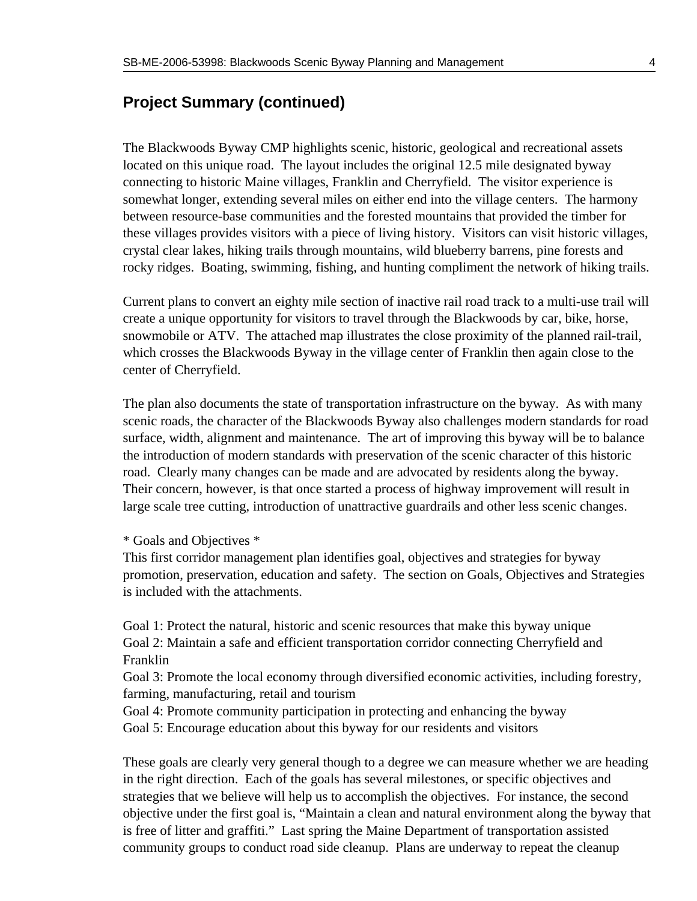## Project Summary (continued)

The Blackwoods Byway CMP highlights scenic, historic, geological and recreational assets located on this unique road. The layout includes the original 12.5 mile designated byway connecting to historic Maine villages, Franklin and Cherryfield. The visitor experience is somewhat longer, extending several miles on either end into the village centers. The harmony between resource-base communities and the forested mountains that provided the timber for these villages provides visitors with a piece of living history. Visitors can visit historic villages, crystal clear lakes, hiking trails through mountains, wild blueberry barrens, pine forests and rocky ridges. Boating, swimming, fishing, and hunting compliment the network of hiking trails.

Current plans to convert an eighty mile section of inactive rail road track to a multi-use trail will create a unique opportunity for visitors to travel through the Blackwoods by car, bike, horse, snowmobile or ATV. The attached map illustrates the close proximity of the planned rail-trail, which crosses the Blackwoods Byway in the village center of Franklin then again close to the center of Cherryfield.

The plan also documents the state of transportation infrastructure on the byway. As with many scenic roads, the character of the Blackwoods Byway also challenges modern standards for road surface, width, alignment and maintenance. The art of improving this byway will be to balance the introduction of modern standards with preservation of the scenic character of this historic road. Clearly many changes can be made and are advocated by residents along the byway. Their concern, however, is that once started a process of highway improvement will result in large scale tree cutting, introduction of unattractive guardrails and other less scenic changes.

* Goals and Objectives *
This first corridor management plan identifies goal, objectives and strategies for byway promotion, preservation, education and safety. The section on Goals, Objectives and Strategies is included with the attachments.

Goal 1: Protect the natural, historic and scenic resources that make this byway unique
Goal 2: Maintain a safe and efficient transportation corridor connecting Cherryfield and Franklin
Goal 3: Promote the local economy through diversified economic activities, including forestry, farming, manufacturing, retail and tourism
Goal 4: Promote community participation in protecting and enhancing the byway
Goal 5: Encourage education about this byway for our residents and visitors

These goals are clearly very general though to a degree we can measure whether we are heading in the right direction. Each of the goals has several milestones, or specific objectives and strategies that we believe will help us to accomplish the objectives. For instance, the second objective under the first goal is, "Maintain a clean and natural environment along the byway that is free of litter and graffiti." Last spring the Maine Department of transportation assisted community groups to conduct road side cleanup. Plans are underway to repeat the cleanup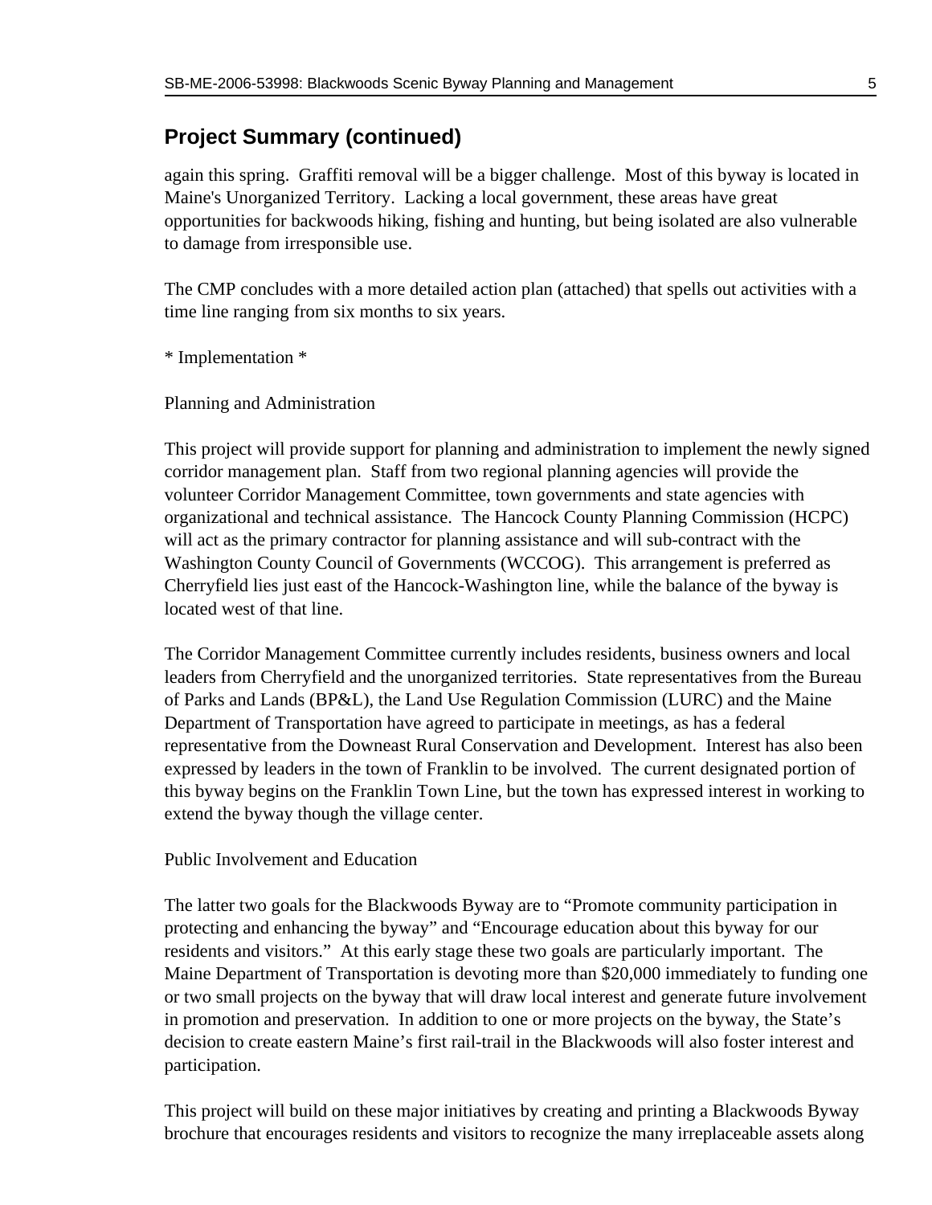## Project Summary (continued)

again this spring. Graffiti removal will be a bigger challenge. Most of this byway is located in Maine's Unorganized Territory. Lacking a local government, these areas have great opportunities for backwoods hiking, fishing and hunting, but being isolated are also vulnerable to damage from irresponsible use.

The CMP concludes with a more detailed action plan (attached) that spells out activities with a time line ranging from six months to six years.

* Implementation *

Planning and Administration

This project will provide support for planning and administration to implement the newly signed corridor management plan. Staff from two regional planning agencies will provide the volunteer Corridor Management Committee, town governments and state agencies with organizational and technical assistance. The Hancock County Planning Commission (HCPC) will act as the primary contractor for planning assistance and will sub-contract with the Washington County Council of Governments (WCCOG). This arrangement is preferred as Cherryfield lies just east of the Hancock-Washington line, while the balance of the byway is located west of that line.

The Corridor Management Committee currently includes residents, business owners and local leaders from Cherryfield and the unorganized territories. State representatives from the Bureau of Parks and Lands (BP&L), the Land Use Regulation Commission (LURC) and the Maine Department of Transportation have agreed to participate in meetings, as has a federal representative from the Downeast Rural Conservation and Development. Interest has also been expressed by leaders in the town of Franklin to be involved. The current designated portion of this byway begins on the Franklin Town Line, but the town has expressed interest in working to extend the byway though the village center.

Public Involvement and Education

The latter two goals for the Blackwoods Byway are to “Promote community participation in protecting and enhancing the byway” and “Encourage education about this byway for our residents and visitors.” At this early stage these two goals are particularly important. The Maine Department of Transportation is devoting more than $20,000 immediately to funding one or two small projects on the byway that will draw local interest and generate future involvement in promotion and preservation. In addition to one or more projects on the byway, the State’s decision to create eastern Maine’s first rail-trail in the Blackwoods will also foster interest and participation.

This project will build on these major initiatives by creating and printing a Blackwoods Byway brochure that encourages residents and visitors to recognize the many irreplaceable assets along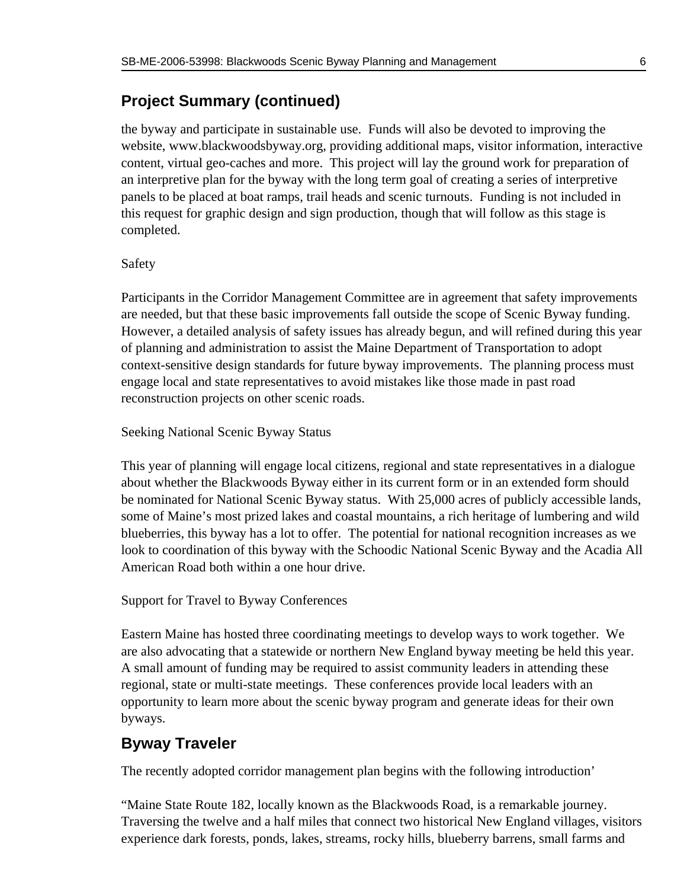## Project Summary (continued)

the byway and participate in sustainable use. Funds will also be devoted to improving the website, www.blackwoodsbyway.org, providing additional maps, visitor information, interactive content, virtual geo-caches and more. This project will lay the ground work for preparation of an interpretive plan for the byway with the long term goal of creating a series of interpretive panels to be placed at boat ramps, trail heads and scenic turnouts. Funding is not included in this request for graphic design and sign production, though that will follow as this stage is completed.

Safety

Participants in the Corridor Management Committee are in agreement that safety improvements are needed, but that these basic improvements fall outside the scope of Scenic Byway funding. However, a detailed analysis of safety issues has already begun, and will refined during this year of planning and administration to assist the Maine Department of Transportation to adopt context-sensitive design standards for future byway improvements. The planning process must engage local and state representatives to avoid mistakes like those made in past road reconstruction projects on other scenic roads.

Seeking National Scenic Byway Status

This year of planning will engage local citizens, regional and state representatives in a dialogue about whether the Blackwoods Byway either in its current form or in an extended form should be nominated for National Scenic Byway status. With 25,000 acres of publicly accessible lands, some of Maine's most prized lakes and coastal mountains, a rich heritage of lumbering and wild blueberries, this byway has a lot to offer. The potential for national recognition increases as we look to coordination of this byway with the Schoodic National Scenic Byway and the Acadia All American Road both within a one hour drive.

Support for Travel to Byway Conferences

Eastern Maine has hosted three coordinating meetings to develop ways to work together. We are also advocating that a statewide or northern New England byway meeting be held this year. A small amount of funding may be required to assist community leaders in attending these regional, state or multi-state meetings. These conferences provide local leaders with an opportunity to learn more about the scenic byway program and generate ideas for their own byways.

## Byway Traveler

The recently adopted corridor management plan begins with the following introduction'

"Maine State Route 182, locally known as the Blackwoods Road, is a remarkable journey. Traversing the twelve and a half miles that connect two historical New England villages, visitors experience dark forests, ponds, lakes, streams, rocky hills, blueberry barrens, small farms and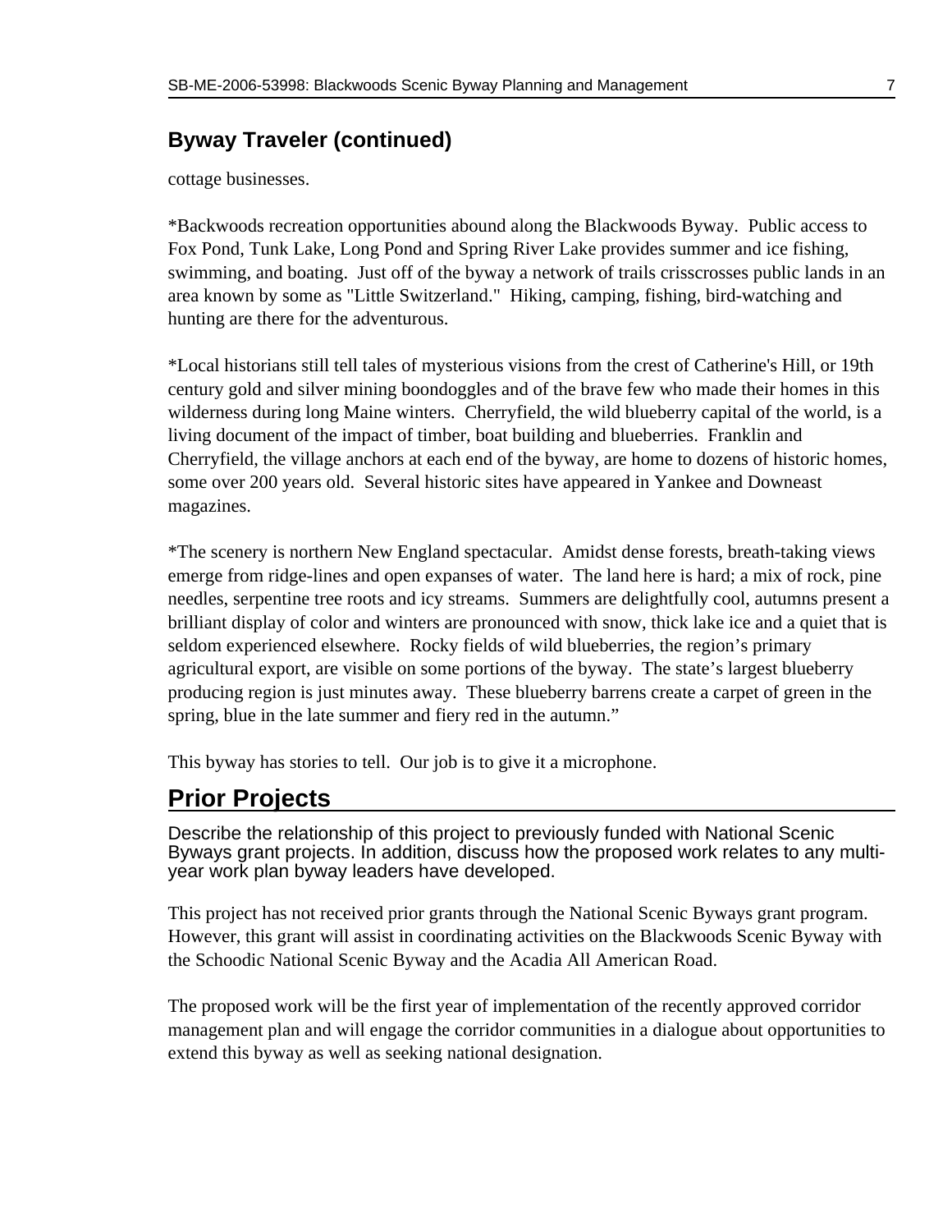## Byway Traveler (continued)

cottage businesses.

*Backwoods recreation opportunities abound along the Blackwoods Byway. Public access to Fox Pond, Tunk Lake, Long Pond and Spring River Lake provides summer and ice fishing, swimming, and boating. Just off of the byway a network of trails crisscrosses public lands in an area known by some as "Little Switzerland." Hiking, camping, fishing, bird-watching and hunting are there for the adventurous.

*Local historians still tell tales of mysterious visions from the crest of Catherine's Hill, or 19th century gold and silver mining boondoggles and of the brave few who made their homes in this wilderness during long Maine winters. Cherryfield, the wild blueberry capital of the world, is a living document of the impact of timber, boat building and blueberries. Franklin and Cherryfield, the village anchors at each end of the byway, are home to dozens of historic homes, some over 200 years old. Several historic sites have appeared in Yankee and Downeast magazines.

*The scenery is northern New England spectacular. Amidst dense forests, breath-taking views emerge from ridge-lines and open expanses of water. The land here is hard; a mix of rock, pine needles, serpentine tree roots and icy streams. Summers are delightfully cool, autumns present a brilliant display of color and winters are pronounced with snow, thick lake ice and a quiet that is seldom experienced elsewhere. Rocky fields of wild blueberries, the region's primary agricultural export, are visible on some portions of the byway. The state's largest blueberry producing region is just minutes away. These blueberry barrens create a carpet of green in the spring, blue in the late summer and fiery red in the autumn."

This byway has stories to tell. Our job is to give it a microphone.

# Prior Projects

Describe the relationship of this project to previously funded with National Scenic Byways grant projects. In addition, discuss how the proposed work relates to any multi-year work plan byway leaders have developed.

This project has not received prior grants through the National Scenic Byways grant program. However, this grant will assist in coordinating activities on the Blackwoods Scenic Byway with the Schoodic National Scenic Byway and the Acadia All American Road.

The proposed work will be the first year of implementation of the recently approved corridor management plan and will engage the corridor communities in a dialogue about opportunities to extend this byway as well as seeking national designation.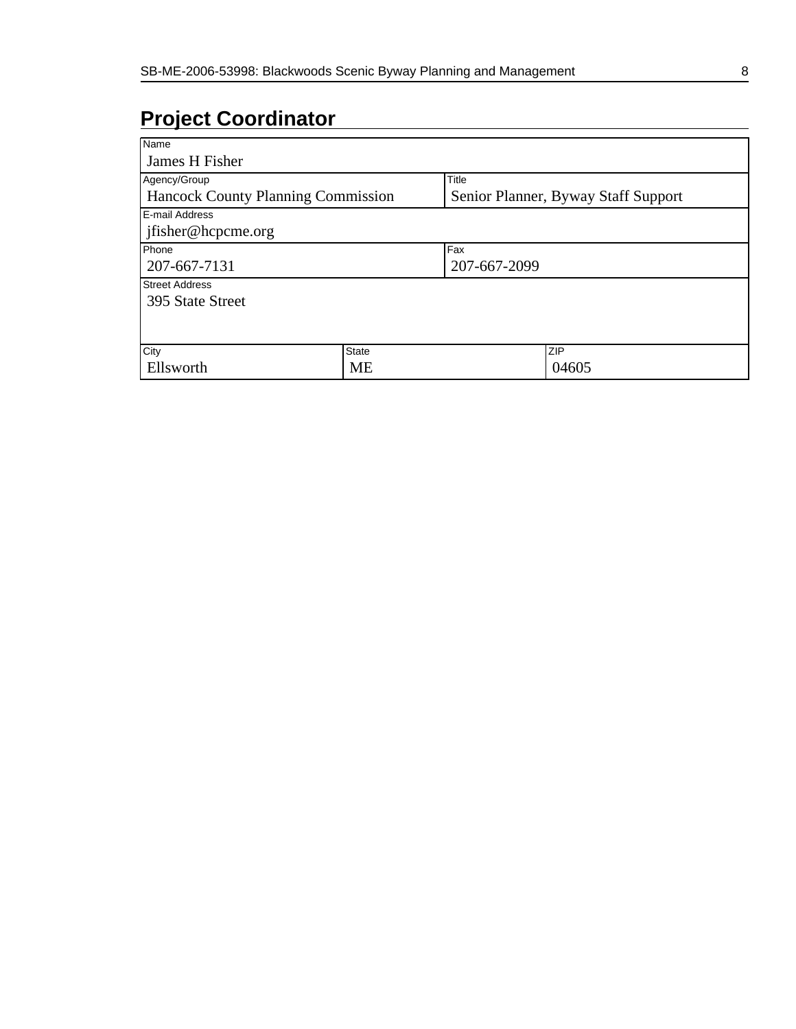## Project Coordinator

| Name | | |
| --- | --- | --- |
| James H Fisher | | |

| Agency/Group | Title |
| --- | --- |
| Hancock County Planning Commission | Senior Planner, Byway Staff Support |

| E-mail Address |
| --- |
| jfisher@hcpcme.org |

| Phone | Fax |
| --- | --- |
| 207-667-7131 | 207-667-2099 |

| Street Address |
| --- |
| 395 State Street |

| City | State | ZIP |
| --- | --- | --- |
| Ellsworth | ME | 04605 |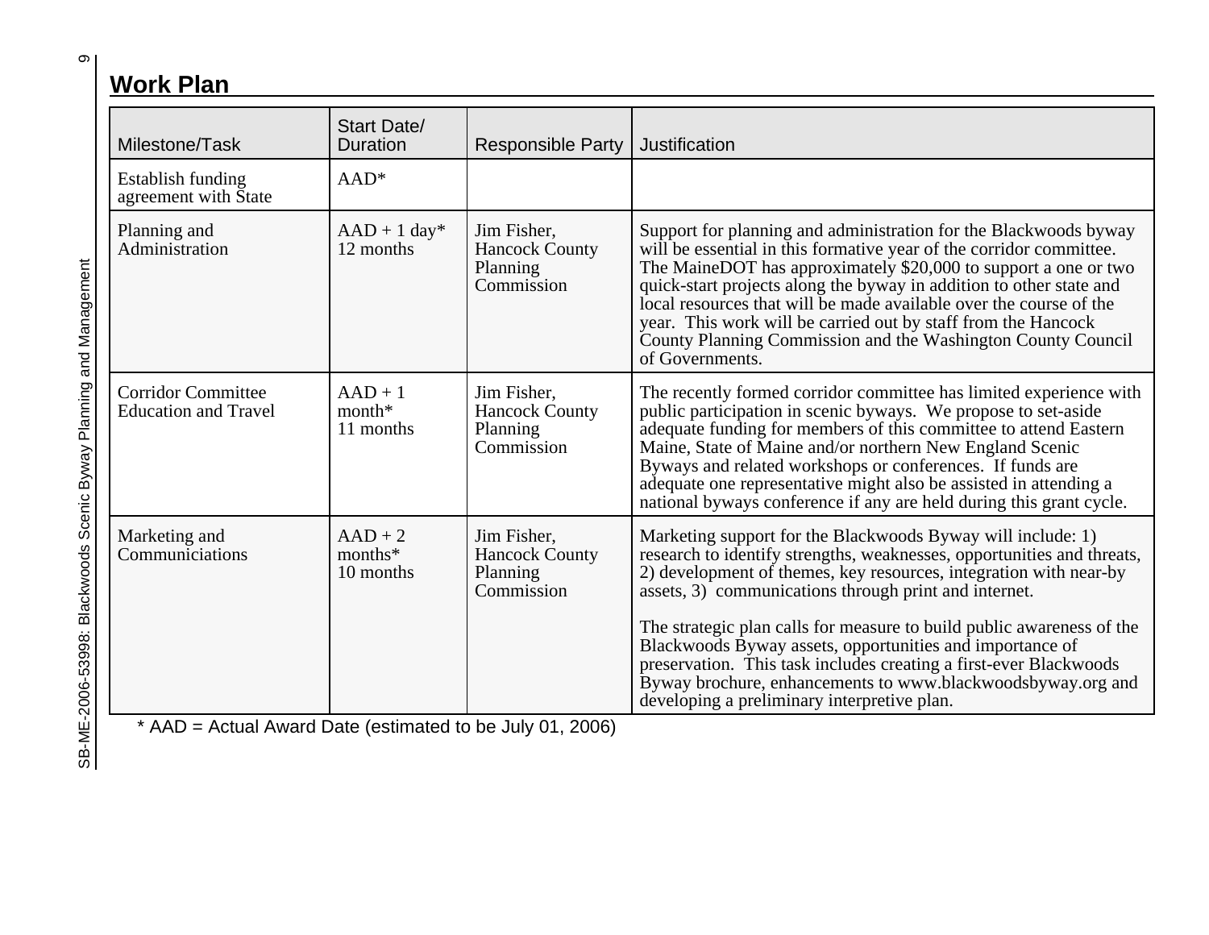## Work Plan

| Milestone/Task | Start Date/ Duration | Responsible Party | Justification |
|---|---|---|---|
| Establish funding agreement with State | AAD* | | |
| Planning and Administration | AAD + 1 day* 12 months | Jim Fisher, Hancock County Planning Commission | Support for planning and administration for the Blackwoods byway will be essential in this formative year of the corridor committee. The MaineDOT has approximately $20,000 to support a one or two quick-start projects along the byway in addition to other state and local resources that will be made available over the course of the year. This work will be carried out by staff from the Hancock County Planning Commission and the Washington County Council of Governments. |
| Corridor Committee Education and Travel | AAD + 1 month* 11 months | Jim Fisher, Hancock County Planning Commission | The recently formed corridor committee has limited experience with public participation in scenic byways. We propose to set-aside adequate funding for members of this committee to attend Eastern Maine, State of Maine and/or northern New England Scenic Byways and related workshops or conferences. If funds are adequate one representative might also be assisted in attending a national byways conference if any are held during this grant cycle. |
| Marketing and Communiciations | AAD + 2 months* 10 months | Jim Fisher, Hancock County Planning Commission | Marketing support for the Blackwoods Byway will include: 1) research to identify strengths, weaknesses, opportunities and threats, 2) development of themes, key resources, integration with near-by assets, 3) communications through print and internet.<br><br>The strategic plan calls for measure to build public awareness of the Blackwoods Byway assets, opportunities and importance of preservation. This task includes creating a first-ever Blackwoods Byway brochure, enhancements to www.blackwoodsbyway.org and developing a preliminary interpretive plan. |

\* AAD = Actual Award Date (estimated to be July 01, 2006)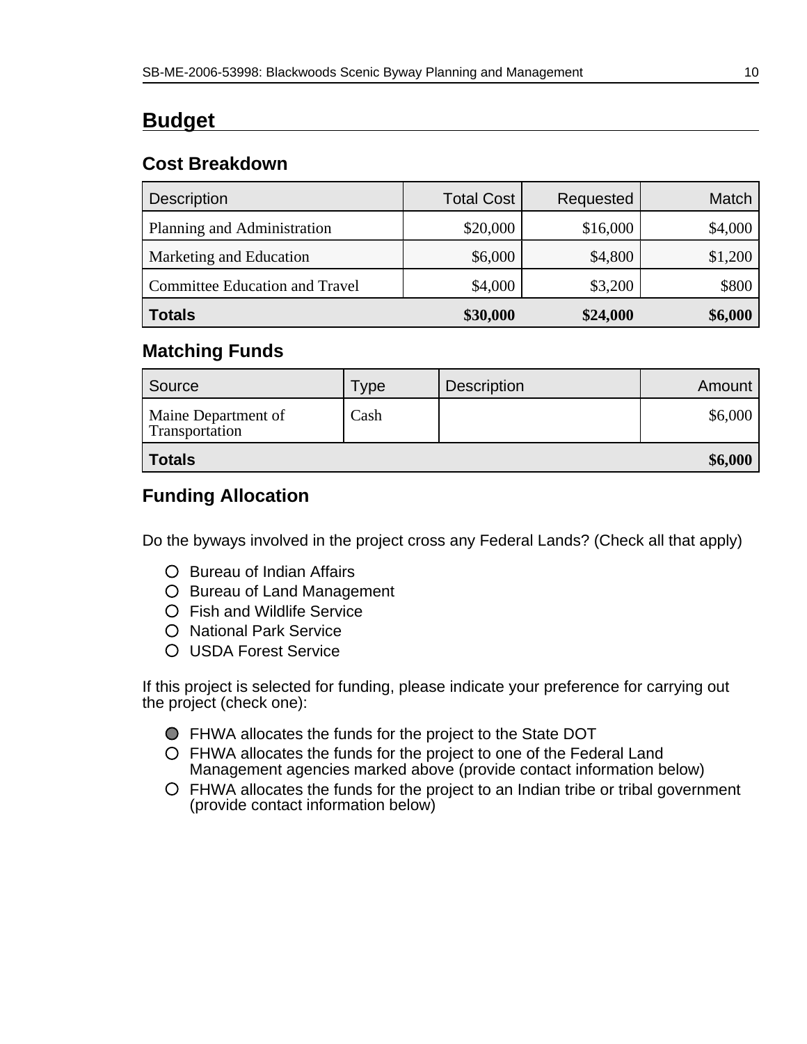# Budget

## Cost Breakdown

| Description | Total Cost | Requested | Match |
|---|---:|---:|---:|
| Planning and Administration | $20,000 | $16,000 | $4,000 |
| Marketing and Education | $6,000 | $4,800 | $1,200 |
| Committee Education and Travel | $4,000 | $3,200 | $800 |
| **Totals** | **$30,000** | **$24,000** | **$6,000** |

## Matching Funds

| Source | Type | Description | Amount |
|---|---|---|---:|
| Maine Department of Transportation | Cash | | $6,000 |
| **Totals** | | | **$6,000** |

## Funding Allocation

Do the byways involved in the project cross any Federal Lands? (Check all that apply)

- ○ Bureau of Indian Affairs
- ○ Bureau of Land Management
- ○ Fish and Wildlife Service
- ○ National Park Service
- ○ USDA Forest Service

If this project is selected for funding, please indicate your preference for carrying out the project (check one):

- ● FHWA allocates the funds for the project to the State DOT
- ○ FHWA allocates the funds for the project to one of the Federal Land Management agencies marked above (provide contact information below)
- ○ FHWA allocates the funds for the project to an Indian tribe or tribal government (provide contact information below)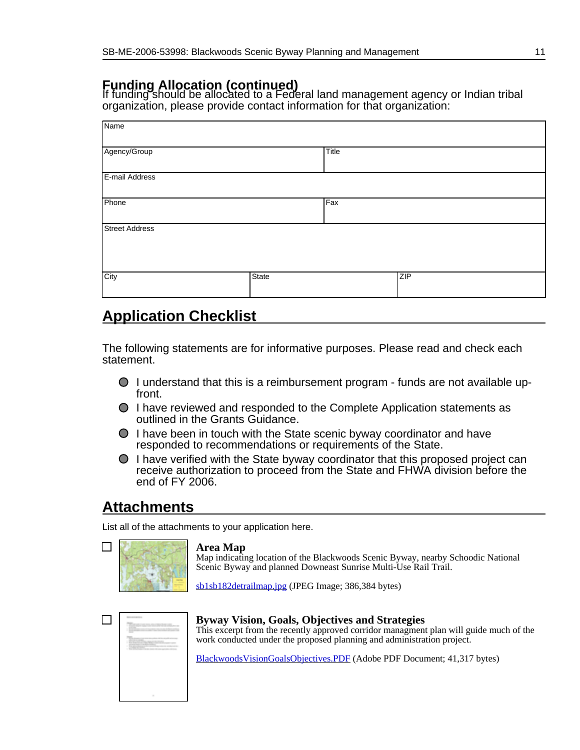## Funding Allocation (continued)

If funding should be allocated to a Federal land management agency or Indian tribal organization, please provide contact information for that organization:

| Name | | |
|---|---|---|
| Agency/Group | | Title |
| E-mail Address | | |
| Phone | | Fax |
| Street Address | | |
| City | State | ZIP |

## Application Checklist

The following statements are for informative purposes. Please read and check each statement.

- I understand that this is a reimbursement program - funds are not available up-front.
- I have reviewed and responded to the Complete Application statements as outlined in the Grants Guidance.
- I have been in touch with the State scenic byway coordinator and have responded to recommendations or requirements of the State.
- I have verified with the State byway coordinator that this proposed project can receive authorization to proceed from the State and FHWA division before the end of FY 2006.

## Attachments

List all of the attachments to your application here.

☐ **Area Map**
Map indicating location of the Blackwoods Scenic Byway, nearby Schoodic National Scenic Byway and planned Downeast Sunrise Multi-Use Rail Trail.

sb1sb182detrailmap.jpg (JPEG Image; 386,384 bytes)

☐ **Byway Vision, Goals, Objectives and Strategies**
This excerpt from the recently approved corridor managment plan will guide much of the work conducted under the proposed planning and administration project.

BlackwoodsVisionGoalsObjectives.PDF (Adobe PDF Document; 41,317 bytes)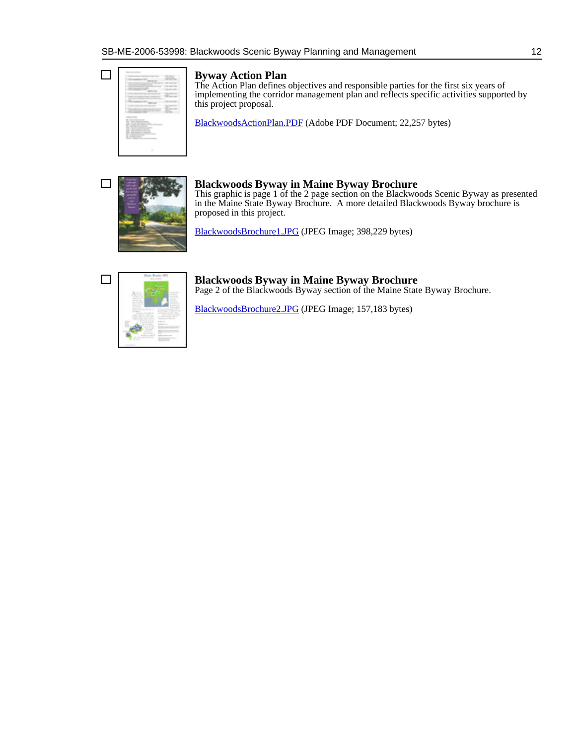### Byway Action Plan

The Action Plan defines objectives and responsible parties for the first six years of implementing the corridor management plan and reflects specific activities supported by this project proposal.

BlackwoodsActionPlan.PDF (Adobe PDF Document; 22,257 bytes)

### Blackwoods Byway in Maine Byway Brochure

This graphic is page 1 of the 2 page section on the Blackwoods Scenic Byway as presented in the Maine State Byway Brochure. A more detailed Blackwoods Byway brochure is proposed in this project.

BlackwoodsBrochure1.JPG (JPEG Image; 398,229 bytes)

### Blackwoods Byway in Maine Byway Brochure

Page 2 of the Blackwoods Byway section of the Maine State Byway Brochure.

BlackwoodsBrochure2.JPG (JPEG Image; 157,183 bytes)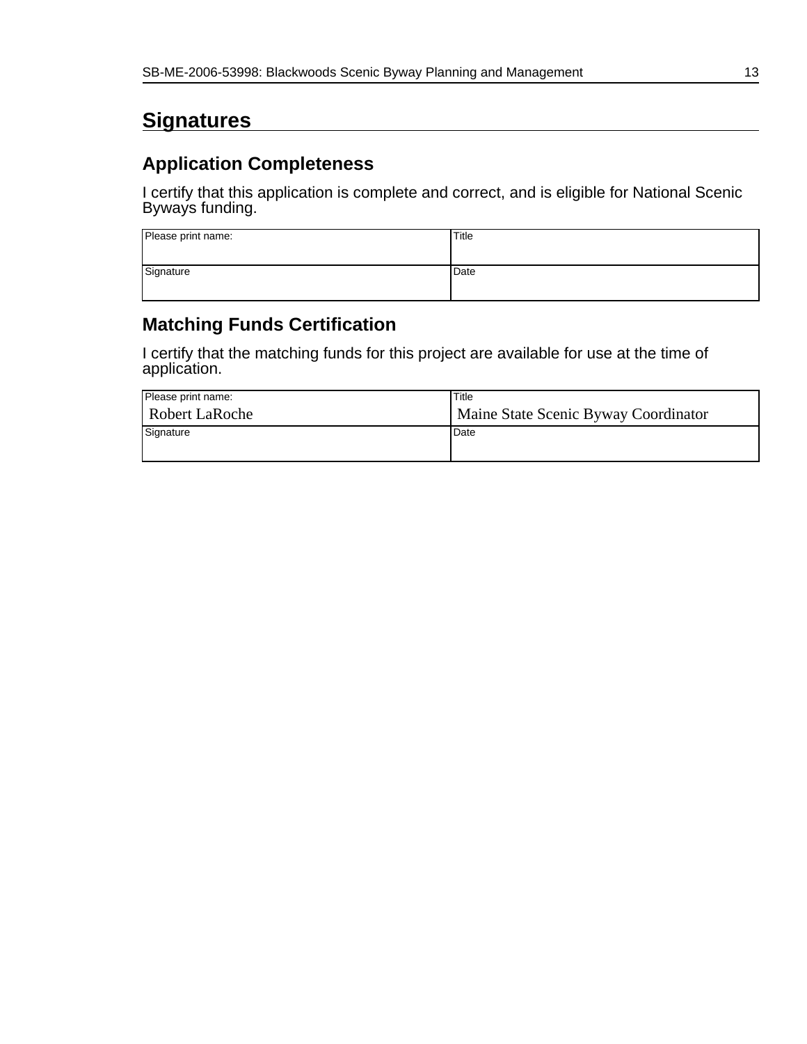# Signatures

## Application Completeness

I certify that this application is complete and correct, and is eligible for National Scenic Byways funding.

| | |
|---|---|
| Please print name: | Title |
| Signature | Date |

## Matching Funds Certification

I certify that the matching funds for this project are available for use at the time of application.

| | |
|---|---|
| Please print name: Robert LaRoche | Title Maine State Scenic Byway Coordinator |
| Signature | Date |